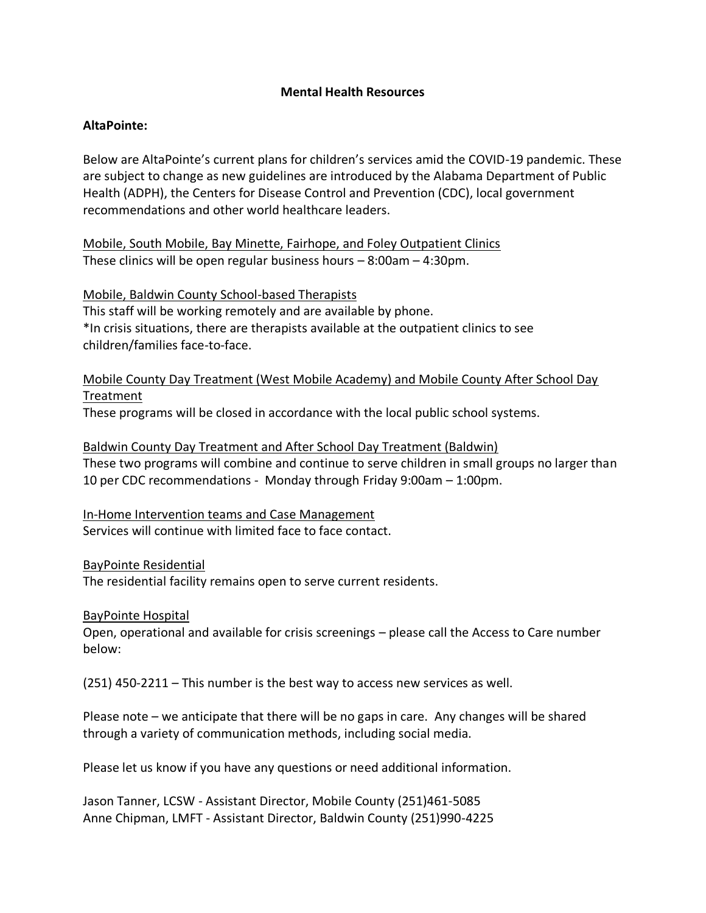# Mental Health Resources

## AltaPointe:

Below are AltaPointe's current plans for children's services amid the COVID-19 pandemic. These are subject to change as new guidelines are introduced by the Alabama Department of Public Health (ADPH), the Centers for Disease Control and Prevention (CDC), local government recommendations and other world healthcare leaders.

<u>Mobile, South Mobile, Bay Minette, Fairhope, and Foley Outpatient Clinics</u>
These clinics will be open regular business hours – 8:00am – 4:30pm.

<u>Mobile, Baldwin County School-based Therapists</u>
This staff will be working remotely and are available by phone.
*In crisis situations, there are therapists available at the outpatient clinics to see children/families face-to-face.

<u>Mobile County Day Treatment (West Mobile Academy) and Mobile County After School Day Treatment</u>
These programs will be closed in accordance with the local public school systems.

<u>Baldwin County Day Treatment and After School Day Treatment (Baldwin)</u>
These two programs will combine and continue to serve children in small groups no larger than 10 per CDC recommendations - Monday through Friday 9:00am – 1:00pm.

<u>In-Home Intervention teams and Case Management</u>
Services will continue with limited face to face contact.

<u>BayPointe Residential</u>
The residential facility remains open to serve current residents.

<u>BayPointe Hospital</u>
Open, operational and available for crisis screenings – please call the Access to Care number below:

(251) 450-2211 – This number is the best way to access new services as well.

Please note – we anticipate that there will be no gaps in care. Any changes will be shared through a variety of communication methods, including social media.

Please let us know if you have any questions or need additional information.

Jason Tanner, LCSW - Assistant Director, Mobile County (251)461-5085
Anne Chipman, LMFT - Assistant Director, Baldwin County (251)990-4225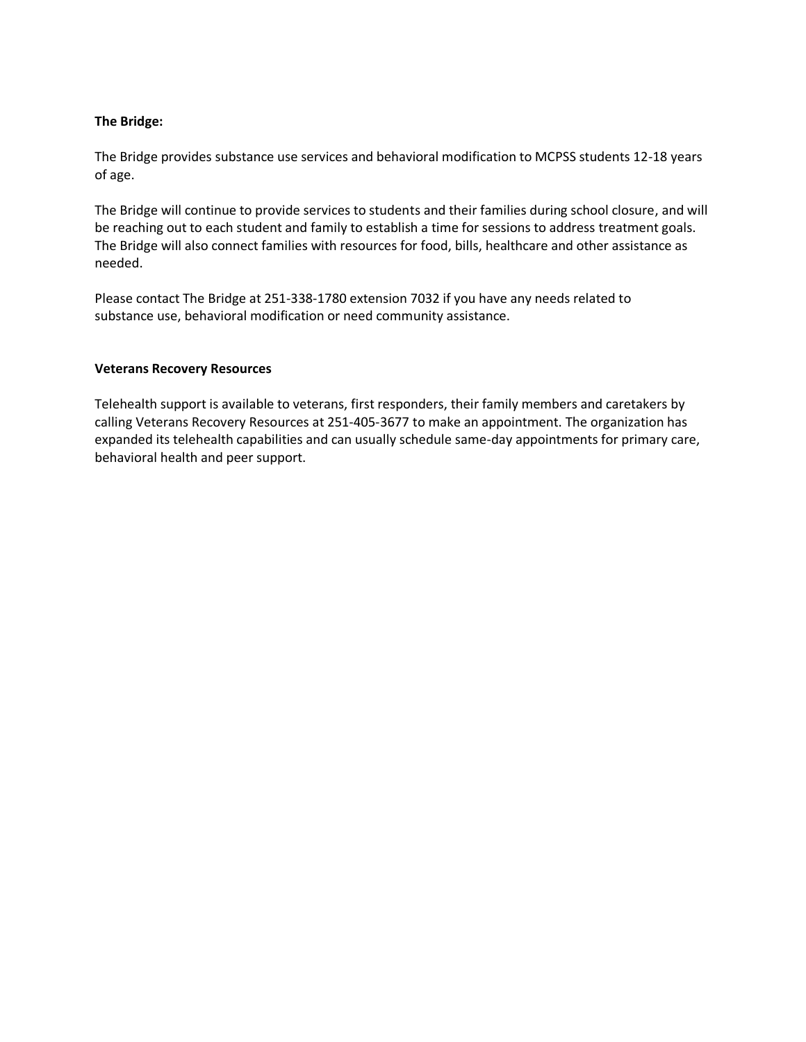**The Bridge:**

The Bridge provides substance use services and behavioral modification to MCPSS students 12-18 years of age.

The Bridge will continue to provide services to students and their families during school closure, and will be reaching out to each student and family to establish a time for sessions to address treatment goals. The Bridge will also connect families with resources for food, bills, healthcare and other assistance as needed.

Please contact The Bridge at 251-338-1780 extension 7032 if you have any needs related to substance use, behavioral modification or need community assistance.

**Veterans Recovery Resources**

Telehealth support is available to veterans, first responders, their family members and caretakers by calling Veterans Recovery Resources at 251-405-3677 to make an appointment. The organization has expanded its telehealth capabilities and can usually schedule same-day appointments for primary care, behavioral health and peer support.